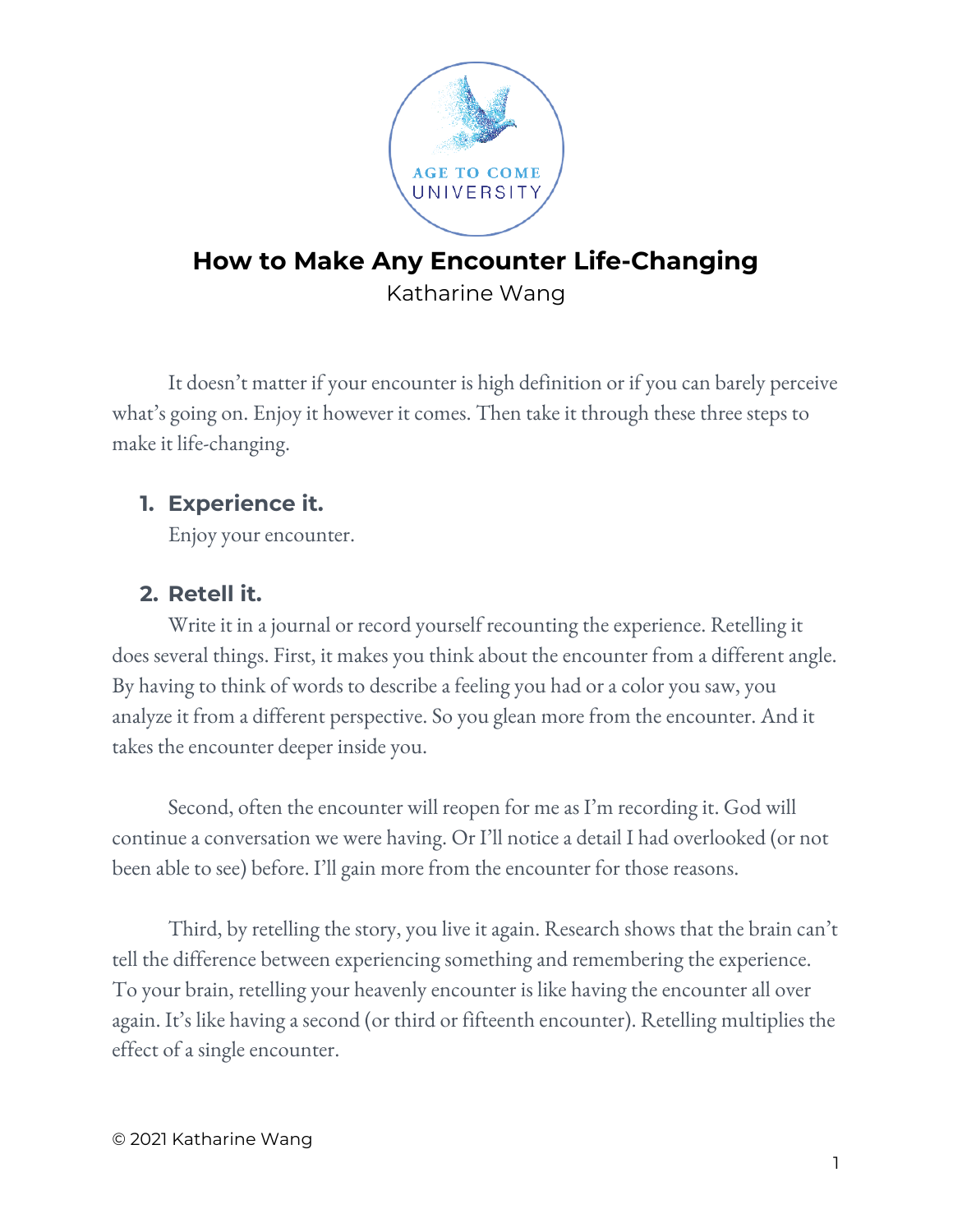# How to Make Any Encounter Life-Changing

Katharine Wang

It doesn't matter if your encounter is high definition or if you can barely perceive what's going on. Enjoy it however it comes. Then take it through these three steps to make it life-changing.

1. **Experience it.**

   Enjoy your encounter.

2. **Retell it.**

   Write it in a journal or record yourself recounting the experience. Retelling it does several things. First, it makes you think about the encounter from a different angle. By having to think of words to describe a feeling you had or a color you saw, you analyze it from a different perspective. So you glean more from the encounter. And it takes the encounter deeper inside you.

   Second, often the encounter will reopen for me as I'm recording it. God will continue a conversation we were having. Or I'll notice a detail I had overlooked (or not been able to see) before. I'll gain more from the encounter for those reasons.

   Third, by retelling the story, you live it again. Research shows that the brain can't tell the difference between experiencing something and remembering the experience. To your brain, retelling your heavenly encounter is like having the encounter all over again. It's like having a second (or third or fifteenth encounter). Retelling multiplies the effect of a single encounter.

© 2021 Katharine Wang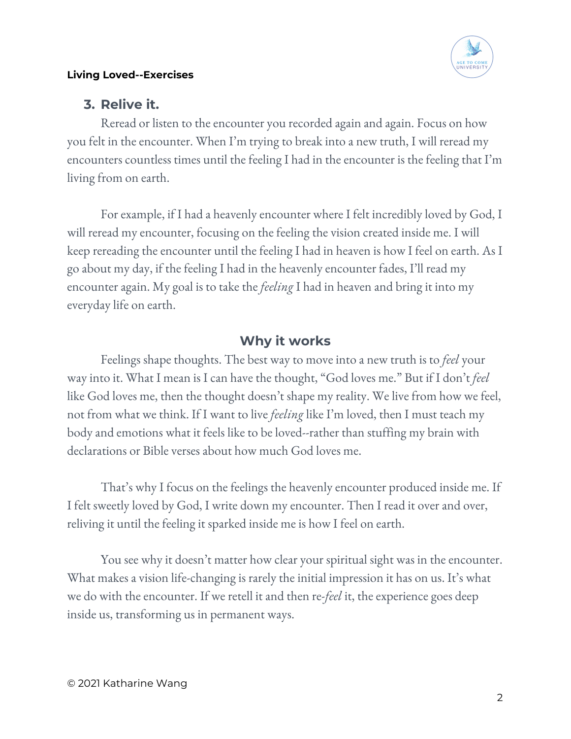### 3. Relive it.

Reread or listen to the encounter you recorded again and again. Focus on how you felt in the encounter. When I'm trying to break into a new truth, I will reread my encounters countless times until the feeling I had in the encounter is the feeling that I'm living from on earth.

For example, if I had a heavenly encounter where I felt incredibly loved by God, I will reread my encounter, focusing on the feeling the vision created inside me. I will keep rereading the encounter until the feeling I had in heaven is how I feel on earth. As I go about my day, if the feeling I had in the heavenly encounter fades, I'll read my encounter again. My goal is to take the *feeling* I had in heaven and bring it into my everyday life on earth.

## Why it works

Feelings shape thoughts. The best way to move into a new truth is to *feel* your way into it. What I mean is I can have the thought, "God loves me." But if I don't *feel* like God loves me, then the thought doesn't shape my reality. We live from how we feel, not from what we think. If I want to live *feeling* like I'm loved, then I must teach my body and emotions what it feels like to be loved--rather than stuffing my brain with declarations or Bible verses about how much God loves me.

That's why I focus on the feelings the heavenly encounter produced inside me. If I felt sweetly loved by God, I write down my encounter. Then I read it over and over, reliving it until the feeling it sparked inside me is how I feel on earth.

You see why it doesn't matter how clear your spiritual sight was in the encounter. What makes a vision life-changing is rarely the initial impression it has on us. It's what we do with the encounter. If we retell it and then re-*feel* it, the experience goes deep inside us, transforming us in permanent ways.

© 2021 Katharine Wang